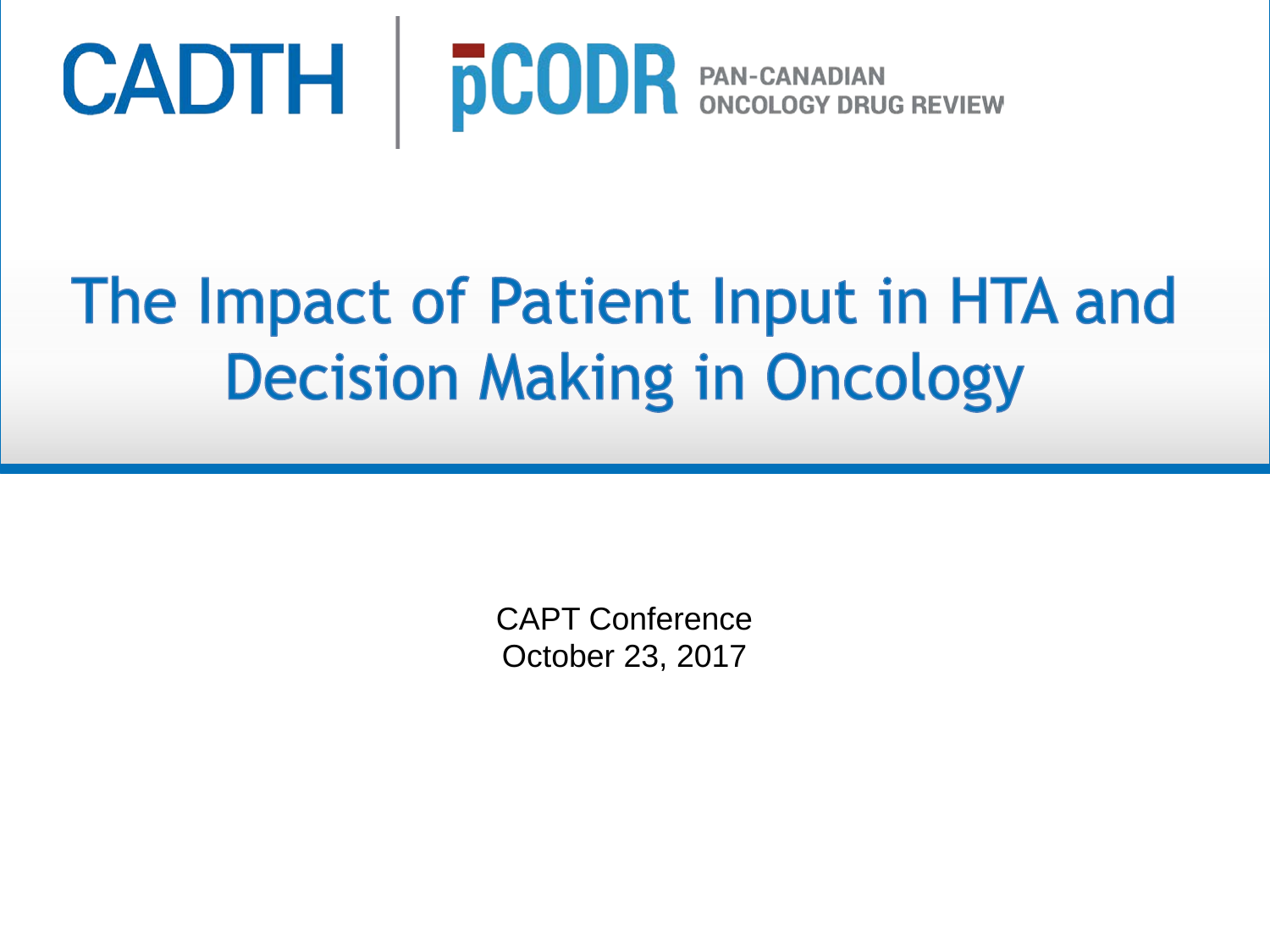CADTH | pCODR PAN-CANADIAN ONCOLOGY DRUG REVIEW

# The Impact of Patient Input in HTA and Decision Making in Oncology

CAPT Conference
October 23, 2017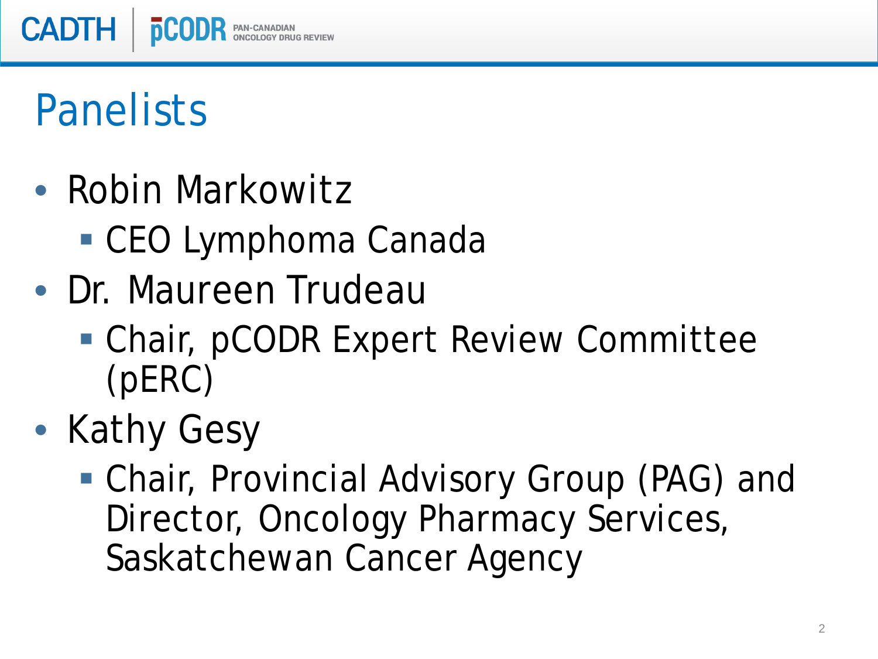# Panelists

- Robin Markowitz
  - CEO Lymphoma Canada
- Dr. Maureen Trudeau
  - Chair, pCODR Expert Review Committee (pERC)
- Kathy Gesy
  - Chair, Provincial Advisory Group (PAG) and Director, Oncology Pharmacy Services, Saskatchewan Cancer Agency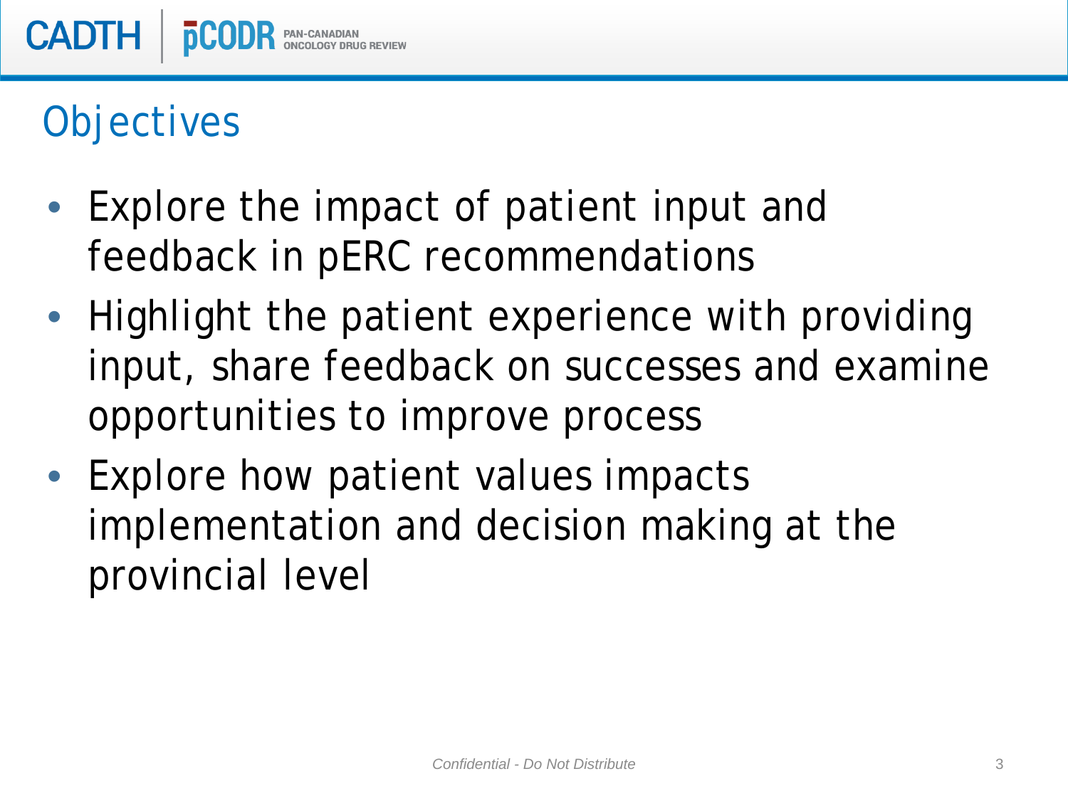# Objectives

- Explore the impact of patient input and feedback in pERC recommendations
- Highlight the patient experience with providing input, share feedback on successes and examine opportunities to improve process
- Explore how patient values impacts implementation and decision making at the provincial level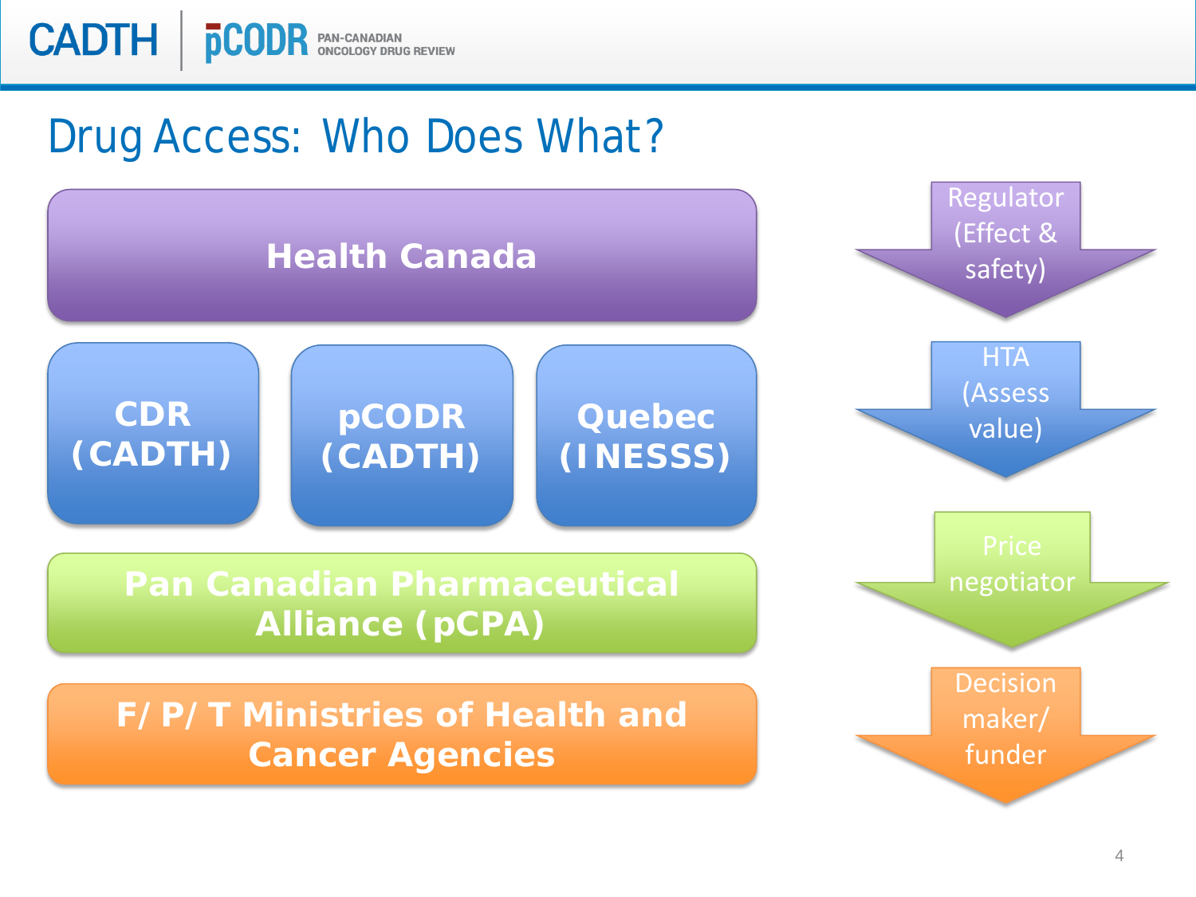# Drug Access: Who Does What?

| Organization | Role |
| --- | --- |
| Health Canada | Regulator (Effect & safety) |
| CDR (CADTH); pCODR (CADTH); Quebec (INESSS) | HTA (Assess value) |
| Pan Canadian Pharmaceutical Alliance (pCPA) | Price negotiator |
| F/P/T Ministries of Health and Cancer Agencies | Decision maker/ funder |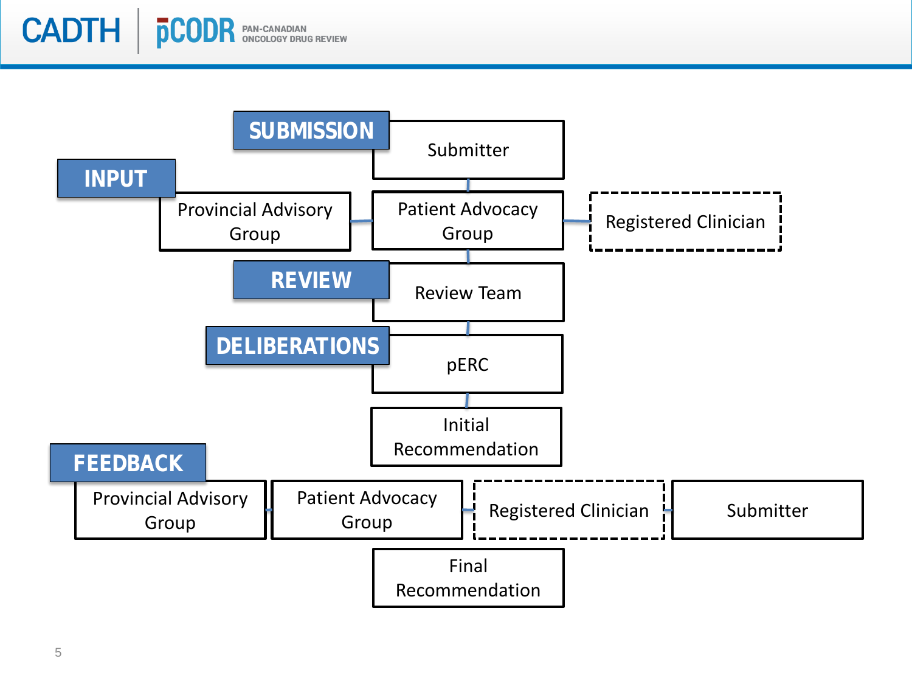**SUBMISSION**

Submitter

**INPUT**

Provincial Advisory Group

Patient Advocacy Group

Registered Clinician

**REVIEW**

Review Team

**DELIBERATIONS**

pERC

Initial Recommendation

**FEEDBACK**

Provincial Advisory Group

Patient Advocacy Group

Registered Clinician

Submitter

Final Recommendation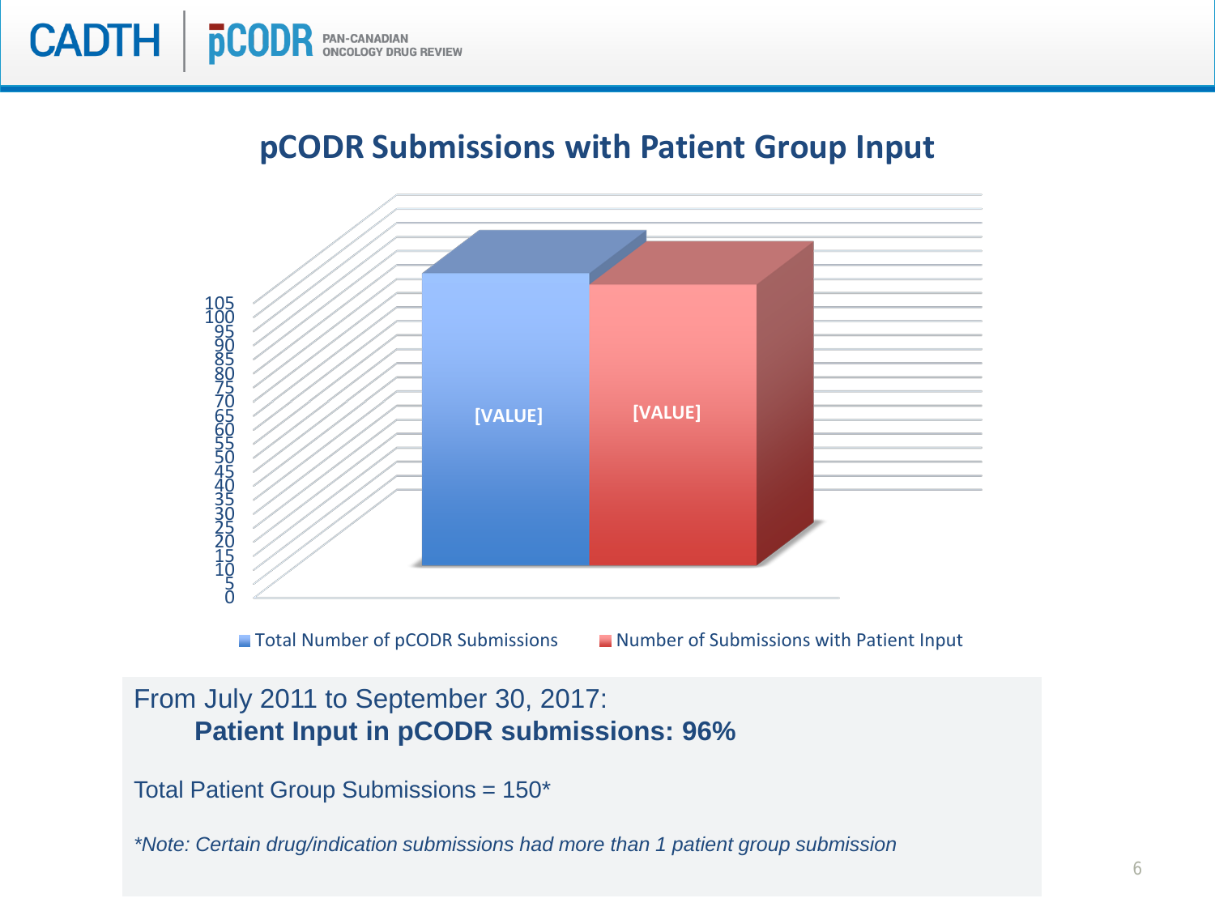## pCODR Submissions with Patient Group Input

105
100
95
90
85
80
75
70
65
60
55
50
45
40
35
30
25
20
15
10
5
0

[VALUE] [VALUE]

Total Number of pCODR Submissions  Number of Submissions with Patient Input

From July 2011 to September 30, 2017:

**Patient Input in pCODR submissions: 96%**

Total Patient Group Submissions = 150*

*\*Note: Certain drug/indication submissions had more than 1 patient group submission*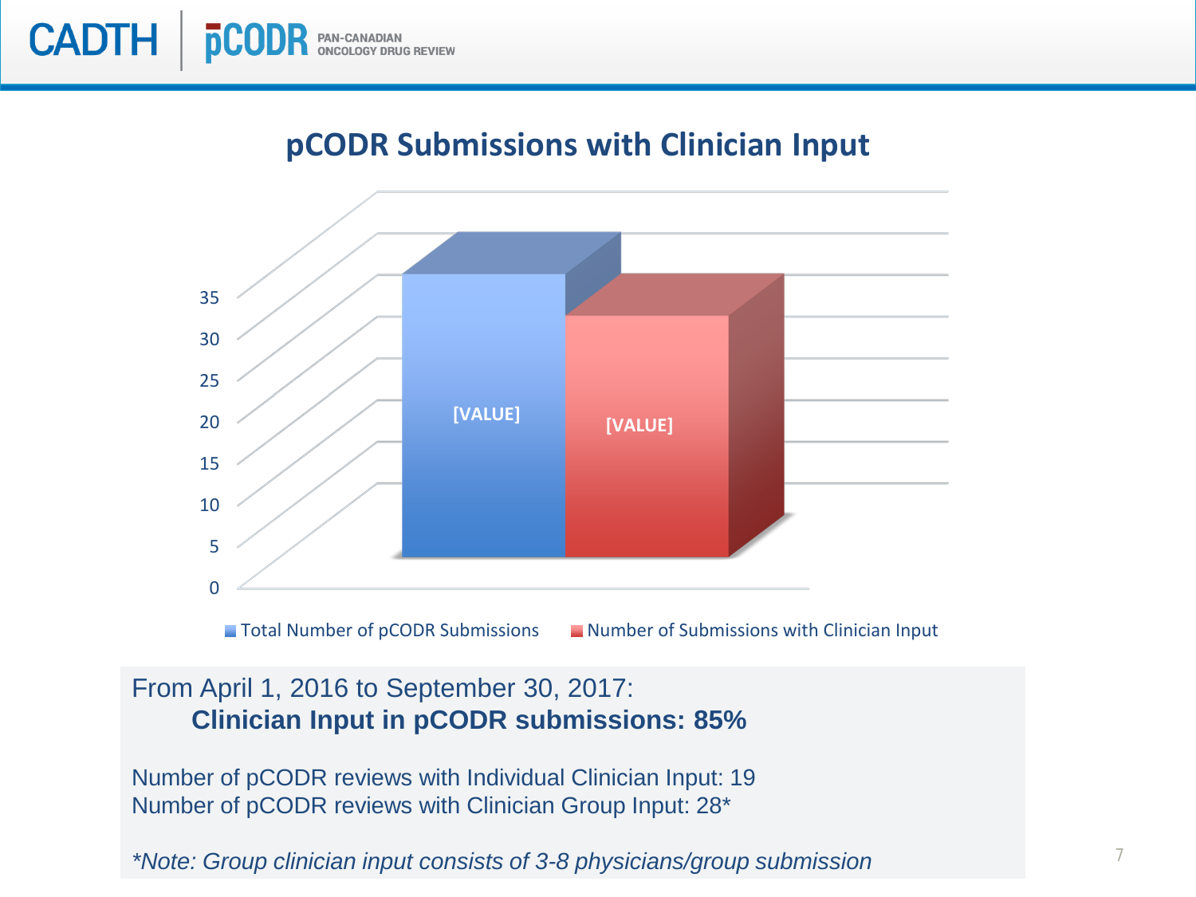# pCODR Submissions with Clinician Input

35
30
25
20
15
10
5
0

[VALUE] [VALUE]

Total Number of pCODR Submissions | Number of Submissions with Clinician Input

From April 1, 2016 to September 30, 2017:

**Clinician Input in pCODR submissions: 85%**

Number of pCODR reviews with Individual Clinician Input: 19
Number of pCODR reviews with Clinician Group Input: 28*

*\*Note: Group clinician input consists of 3-8 physicians/group submission*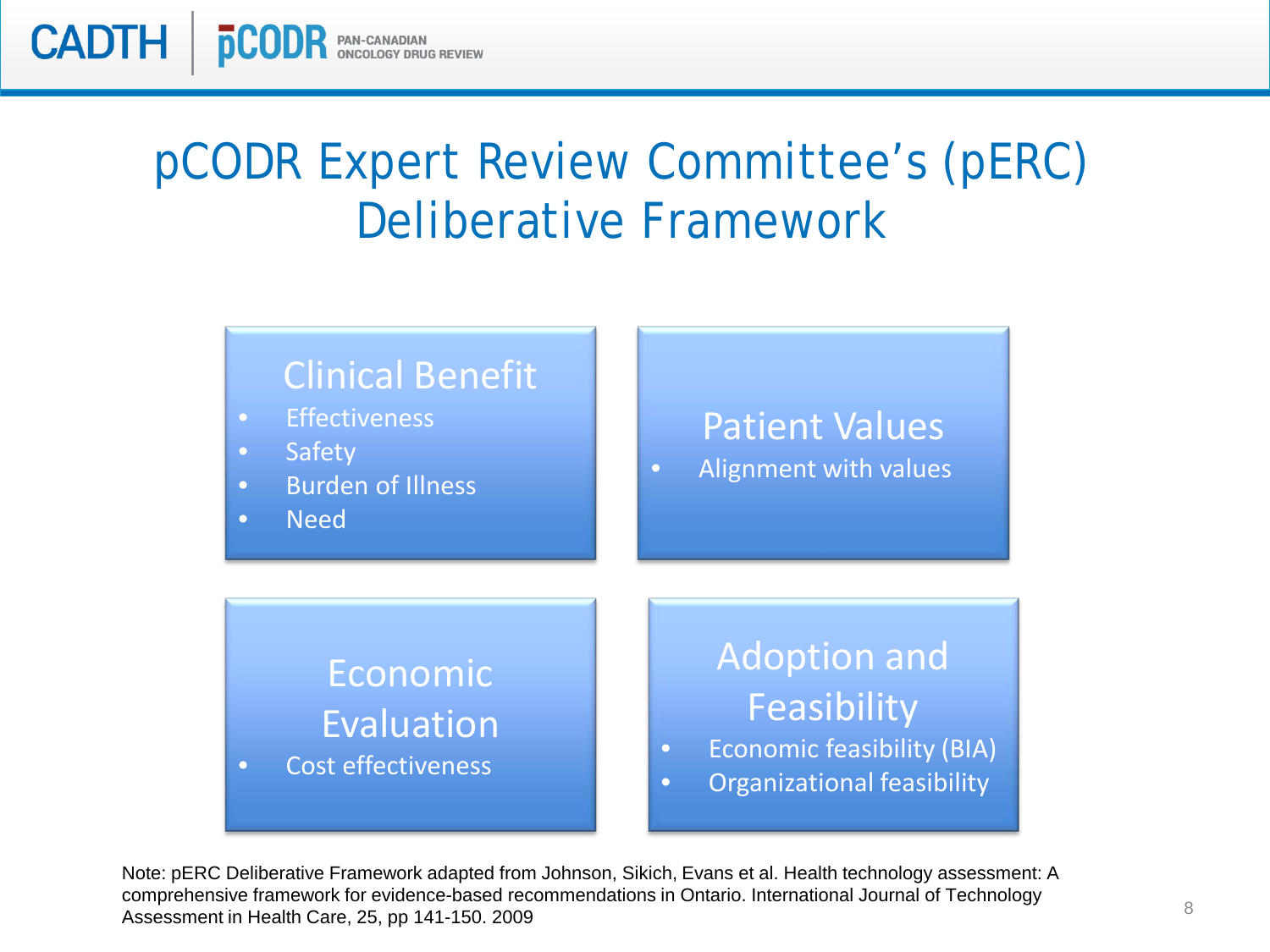# pCODR Expert Review Committee's (pERC) Deliberative Framework

### Clinical Benefit

- Effectiveness
- Safety
- Burden of Illness
- Need

### Patient Values

- Alignment with values

### Economic Evaluation

- Cost effectiveness

### Adoption and Feasibility

- Economic feasibility (BIA)
- Organizational feasibility

Note: pERC Deliberative Framework adapted from Johnson, Sikich, Evans et al. Health technology assessment: A comprehensive framework for evidence-based recommendations in Ontario. International Journal of Technology Assessment in Health Care, 25, pp 141-150. 2009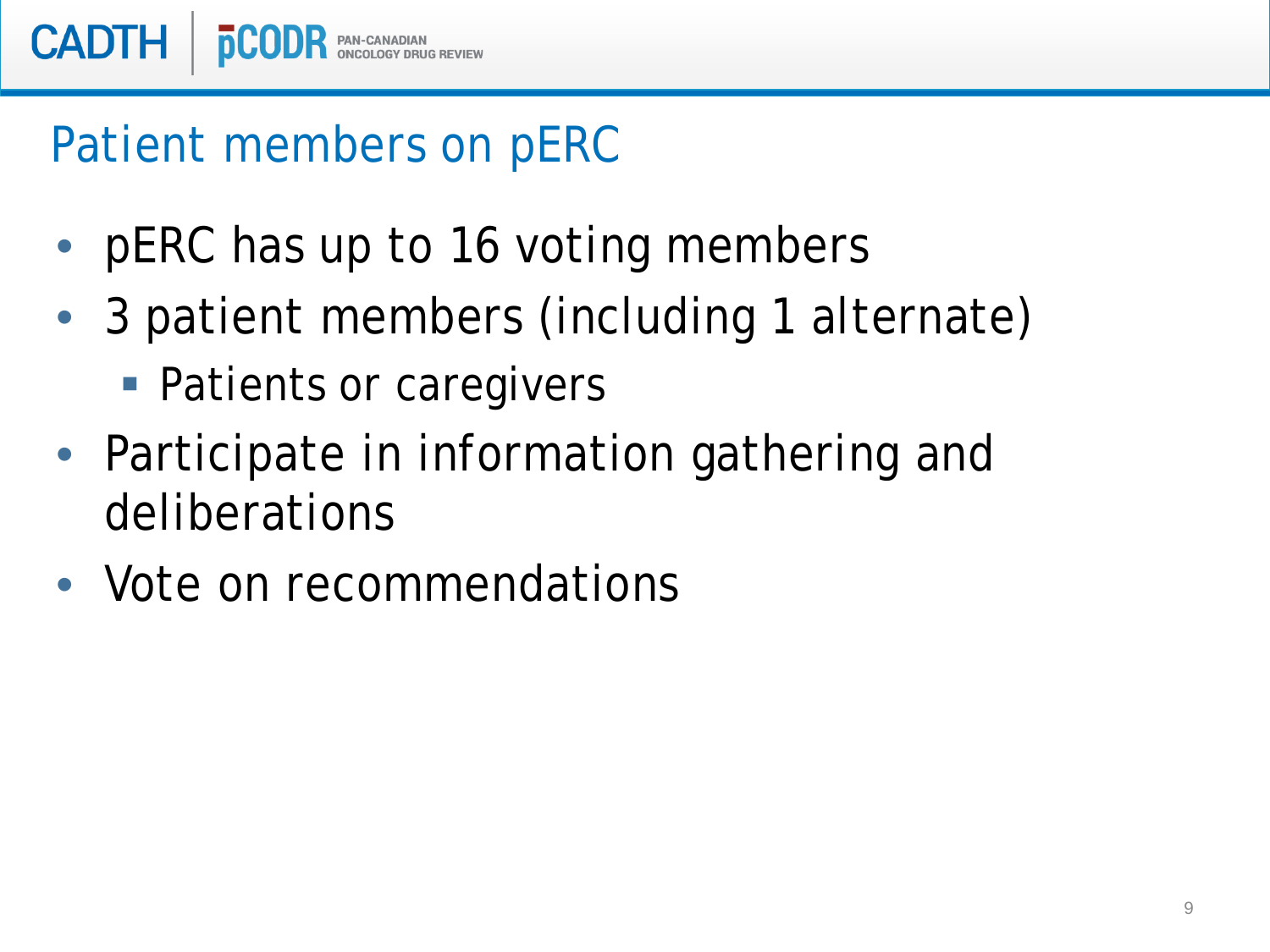## Patient members on pERC

- pERC has up to 16 voting members
- 3 patient members (including 1 alternate)
  - Patients or caregivers
- Participate in information gathering and deliberations
- Vote on recommendations